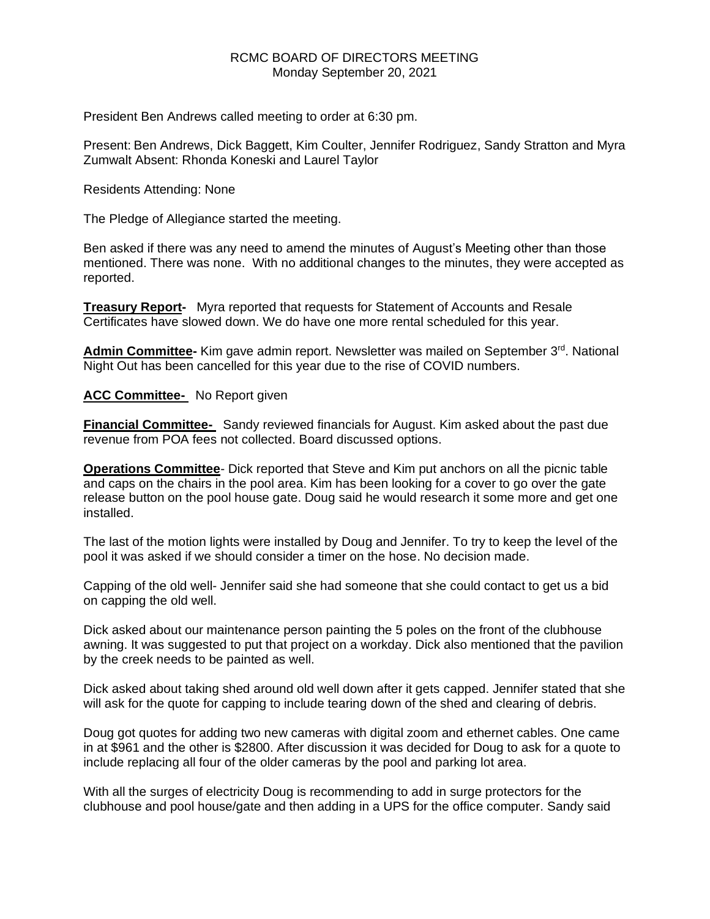RCMC BOARD OF DIRECTORS MEETING
Monday September 20, 2021

President Ben Andrews called meeting to order at 6:30 pm.

Present: Ben Andrews, Dick Baggett, Kim Coulter, Jennifer Rodriguez, Sandy Stratton and Myra Zumwalt Absent: Rhonda Koneski and Laurel Taylor

Residents Attending: None

The Pledge of Allegiance started the meeting.

Ben asked if there was any need to amend the minutes of August's Meeting other than those mentioned. There was none. With no additional changes to the minutes, they were accepted as reported.

**Treasury Report-** Myra reported that requests for Statement of Accounts and Resale Certificates have slowed down. We do have one more rental scheduled for this year.

**Admin Committee-** Kim gave admin report. Newsletter was mailed on September 3rd. National Night Out has been cancelled for this year due to the rise of COVID numbers.

**ACC Committee-** No Report given

**Financial Committee-** Sandy reviewed financials for August. Kim asked about the past due revenue from POA fees not collected. Board discussed options.

**Operations Committee**- Dick reported that Steve and Kim put anchors on all the picnic table and caps on the chairs in the pool area. Kim has been looking for a cover to go over the gate release button on the pool house gate. Doug said he would research it some more and get one installed.

The last of the motion lights were installed by Doug and Jennifer. To try to keep the level of the pool it was asked if we should consider a timer on the hose. No decision made.

Capping of the old well- Jennifer said she had someone that she could contact to get us a bid on capping the old well.

Dick asked about our maintenance person painting the 5 poles on the front of the clubhouse awning. It was suggested to put that project on a workday. Dick also mentioned that the pavilion by the creek needs to be painted as well.

Dick asked about taking shed around old well down after it gets capped. Jennifer stated that she will ask for the quote for capping to include tearing down of the shed and clearing of debris.

Doug got quotes for adding two new cameras with digital zoom and ethernet cables. One came in at $961 and the other is $2800. After discussion it was decided for Doug to ask for a quote to include replacing all four of the older cameras by the pool and parking lot area.

With all the surges of electricity Doug is recommending to add in surge protectors for the clubhouse and pool house/gate and then adding in a UPS for the office computer. Sandy said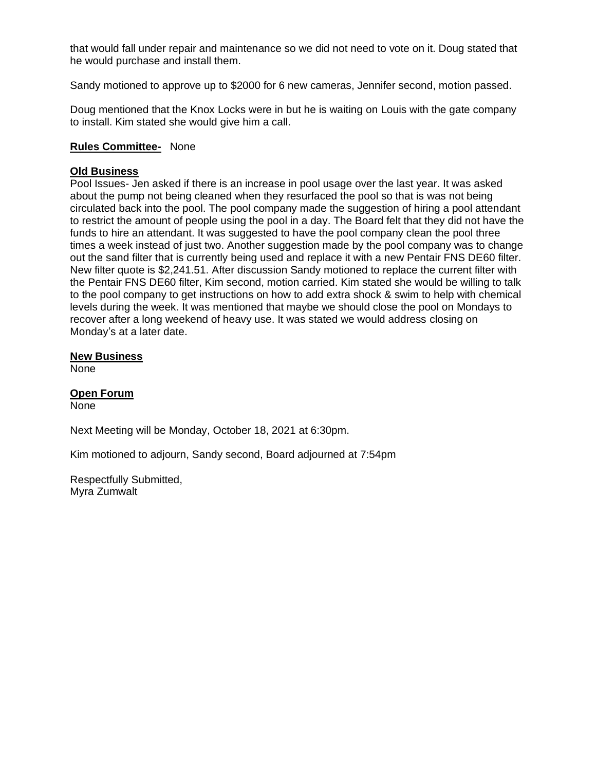that would fall under repair and maintenance so we did not need to vote on it. Doug stated that he would purchase and install them.

Sandy motioned to approve up to $2000 for 6 new cameras, Jennifer second, motion passed.

Doug mentioned that the Knox Locks were in but he is waiting on Louis with the gate company to install. Kim stated she would give him a call.

**Rules Committee-** None

**Old Business**

Pool Issues- Jen asked if there is an increase in pool usage over the last year. It was asked about the pump not being cleaned when they resurfaced the pool so that is was not being circulated back into the pool. The pool company made the suggestion of hiring a pool attendant to restrict the amount of people using the pool in a day. The Board felt that they did not have the funds to hire an attendant. It was suggested to have the pool company clean the pool three times a week instead of just two. Another suggestion made by the pool company was to change out the sand filter that is currently being used and replace it with a new Pentair FNS DE60 filter. New filter quote is $2,241.51. After discussion Sandy motioned to replace the current filter with the Pentair FNS DE60 filter, Kim second, motion carried. Kim stated she would be willing to talk to the pool company to get instructions on how to add extra shock & swim to help with chemical levels during the week. It was mentioned that maybe we should close the pool on Mondays to recover after a long weekend of heavy use. It was stated we would address closing on Monday's at a later date.

**New Business**

None

**Open Forum**

None

Next Meeting will be Monday, October 18, 2021 at 6:30pm.

Kim motioned to adjourn, Sandy second, Board adjourned at 7:54pm

Respectfully Submitted,
Myra Zumwalt